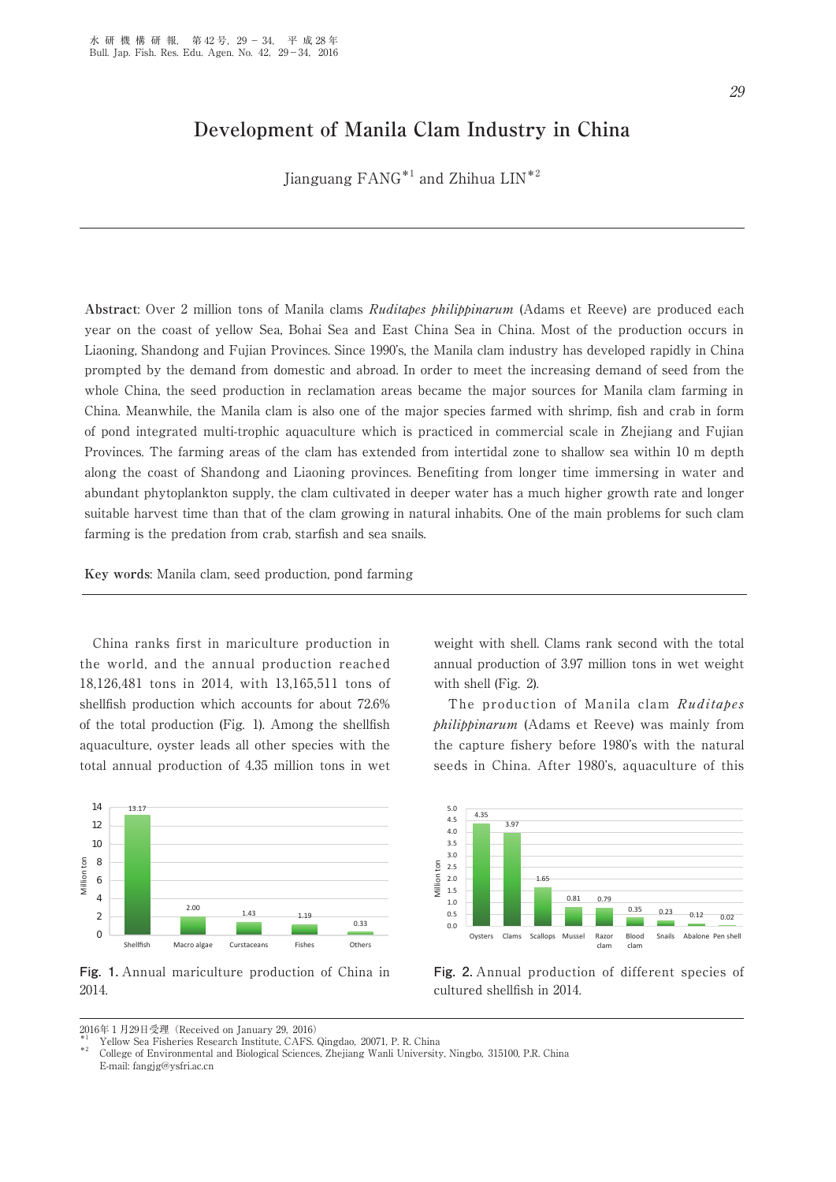# Development of Manila Clam Industry in China

Jianguang FANG[*1] and Zhihua LIN[*2]

**Abstract**: Over 2 million tons of Manila clams *Ruditapes philippinarum* (Adams et Reeve) are produced each year on the coast of yellow Sea, Bohai Sea and East China Sea in China. Most of the production occurs in Liaoning, Shandong and Fujian Provinces. Since 1990's, the Manila clam industry has developed rapidly in China prompted by the demand from domestic and abroad. In order to meet the increasing demand of seed from the whole China, the seed production in reclamation areas became the major sources for Manila clam farming in China. Meanwhile, the Manila clam is also one of the major species farmed with shrimp, fish and crab in form of pond integrated multi-trophic aquaculture which is practiced in commercial scale in Zhejiang and Fujian Provinces. The farming areas of the clam has extended from intertidal zone to shallow sea within 10 m depth along the coast of Shandong and Liaoning provinces. Benefiting from longer time immersing in water and abundant phytoplankton supply, the clam cultivated in deeper water has a much higher growth rate and longer suitable harvest time than that of the clam growing in natural inhabits. One of the main problems for such clam farming is the predation from crab, starfish and sea snails.

**Key words**: Manila clam, seed production, pond farming

China ranks first in mariculture production in the world, and the annual production reached 18,126,481 tons in 2014, with 13,165,511 tons of shellfish production which accounts for about 72.6% of the total production (Fig. 1). Among the shellfish aquaculture, oyster leads all other species with the total annual production of 4.35 million tons in wet weight with shell. Clams rank second with the total annual production of 3.97 million tons in wet weight with shell (Fig. 2).

The production of Manila clam *Ruditapes philippinarum* (Adams et Reeve) was mainly from the capture fishery before 1980's with the natural seeds in China. After 1980's, aquaculture of this

| Category | Million ton |
|---|---|
| Shellfish | 13.17 |
| Macro algae | 2.00 |
| Curstaceans | 1.43 |
| Fishes | 1.19 |
| Others | 0.33 |

**Fig. 1.** Annual mariculture production of China in 2014.

| Species | Million ton |
|---|---|
| Oysters | 4.35 |
| Clams | 3.97 |
| Scallops | 1.65 |
| Mussel | 0.81 |
| Razor clam | 0.79 |
| Blood clam | 0.35 |
| Snails | 0.23 |
| Abalone | 0.12 |
| Pen shell | 0.02 |

**Fig. 2.** Annual production of different species of cultured shellfish in 2014.

2016年1月29日受理（Received on January 29, 2016）

[*1] Yellow Sea Fisheries Research Institute, CAFS. Qingdao, 20071, P. R. China

[*2] College of Environmental and Biological Sciences, Zhejiang Wanli University, Ningbo, 315100, P.R. China

E-mail: fangjg@ysfri.ac.cn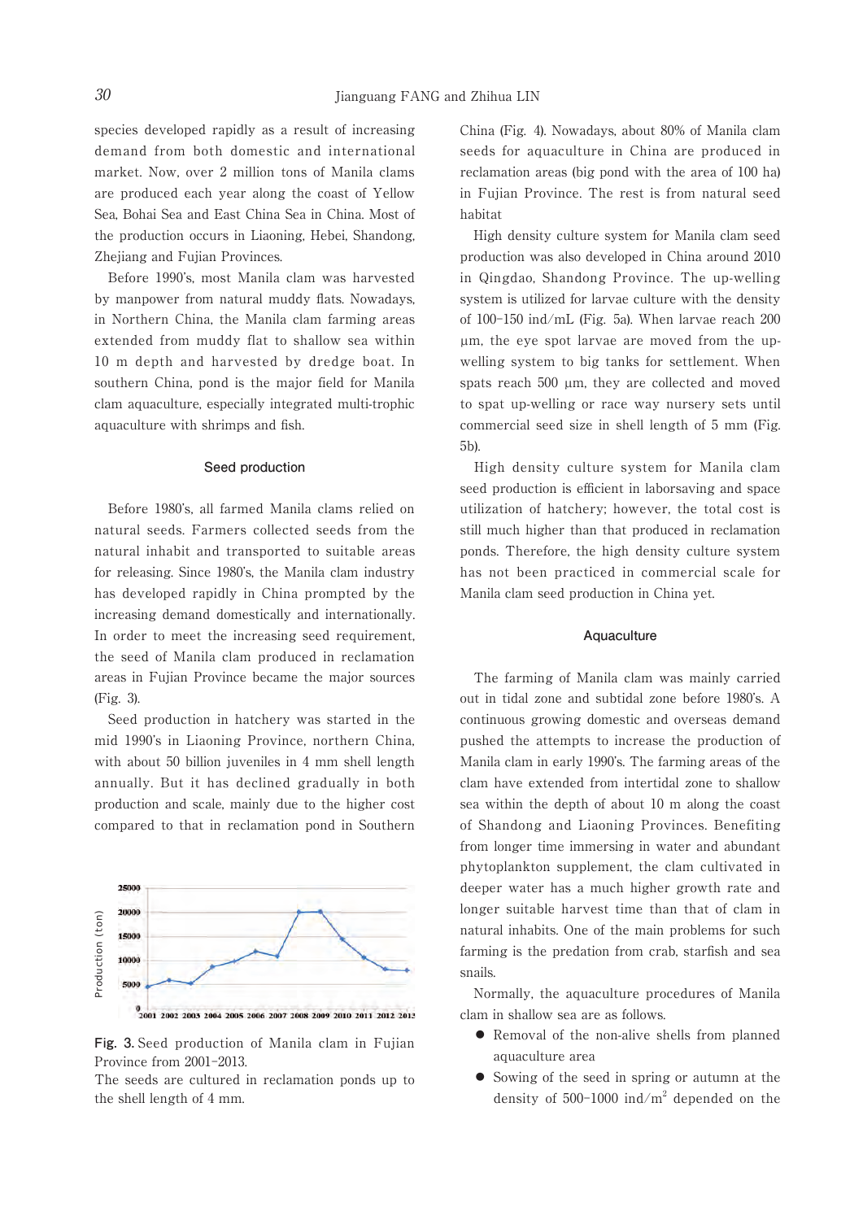species developed rapidly as a result of increasing demand from both domestic and international market. Now, over 2 million tons of Manila clams are produced each year along the coast of Yellow Sea, Bohai Sea and East China Sea in China. Most of the production occurs in Liaoning, Hebei, Shandong, Zhejiang and Fujian Provinces.

Before 1990's, most Manila clam was harvested by manpower from natural muddy flats. Nowadays, in Northern China, the Manila clam farming areas extended from muddy flat to shallow sea within 10 m depth and harvested by dredge boat. In southern China, pond is the major field for Manila clam aquaculture, especially integrated multi-trophic aquaculture with shrimps and fish.

## Seed production

Before 1980's, all farmed Manila clams relied on natural seeds. Farmers collected seeds from the natural inhabit and transported to suitable areas for releasing. Since 1980's, the Manila clam industry has developed rapidly in China prompted by the increasing demand domestically and internationally. In order to meet the increasing seed requirement, the seed of Manila clam produced in reclamation areas in Fujian Province became the major sources (Fig. 3).

Seed production in hatchery was started in the mid 1990's in Liaoning Province, northern China, with about 50 billion juveniles in 4 mm shell length annually. But it has declined gradually in both production and scale, mainly due to the higher cost compared to that in reclamation pond in Southern China (Fig. 4). Nowadays, about 80% of Manila clam seeds for aquaculture in China are produced in reclamation areas (big pond with the area of 100 ha) in Fujian Province. The rest is from natural seed habitat

**Fig. 3.** Seed production of Manila clam in Fujian Province from 2001–2013.
The seeds are cultured in reclamation ponds up to the shell length of 4 mm.

High density culture system for Manila clam seed production was also developed in China around 2010 in Qingdao, Shandong Province. The up-welling system is utilized for larvae culture with the density of 100–150 ind/mL (Fig. 5a). When larvae reach 200 μm, the eye spot larvae are moved from the up-welling system to big tanks for settlement. When spats reach 500 μm, they are collected and moved to spat up-welling or race way nursery sets until commercial seed size in shell length of 5 mm (Fig. 5b).

High density culture system for Manila clam seed production is efficient in laborsaving and space utilization of hatchery; however, the total cost is still much higher than that produced in reclamation ponds. Therefore, the high density culture system has not been practiced in commercial scale for Manila clam seed production in China yet.

## Aquaculture

The farming of Manila clam was mainly carried out in tidal zone and subtidal zone before 1980's. A continuous growing domestic and overseas demand pushed the attempts to increase the production of Manila clam in early 1990's. The farming areas of the clam have extended from intertidal zone to shallow sea within the depth of about 10 m along the coast of Shandong and Liaoning Provinces. Benefiting from longer time immersing in water and abundant phytoplankton supplement, the clam cultivated in deeper water has a much higher growth rate and longer suitable harvest time than that of clam in natural inhabits. One of the main problems for such farming is the predation from crab, starfish and sea snails.

Normally, the aquaculture procedures of Manila clam in shallow sea are as follows.

- Removal of the non-alive shells from planned aquaculture area
- Sowing of the seed in spring or autumn at the density of 500–1000 ind/m$^2$ depended on the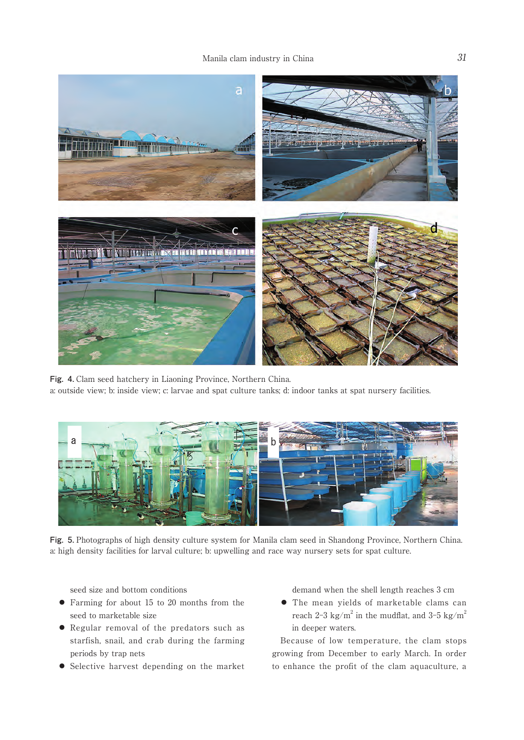Fig. 4. Clam seed hatchery in Liaoning Province, Northern China.
a: outside view; b: inside view; c: larvae and spat culture tanks; d: indoor tanks at spat nursery facilities.

Fig. 5. Photographs of high density culture system for Manila clam seed in Shandong Province, Northern China.
a: high density facilities for larval culture; b: upwelling and race way nursery sets for spat culture.

seed size and bottom conditions

- Farming for about 15 to 20 months from the seed to marketable size
- Regular removal of the predators such as starfish, snail, and crab during the farming periods by trap nets
- Selective harvest depending on the market demand when the shell length reaches 3 cm
- The mean yields of marketable clams can reach 2–3 kg/$m^2$ in the mudflat, and 3–5 kg/$m^2$ in deeper waters.

Because of low temperature, the clam stops growing from December to early March. In order to enhance the profit of the clam aquaculture, a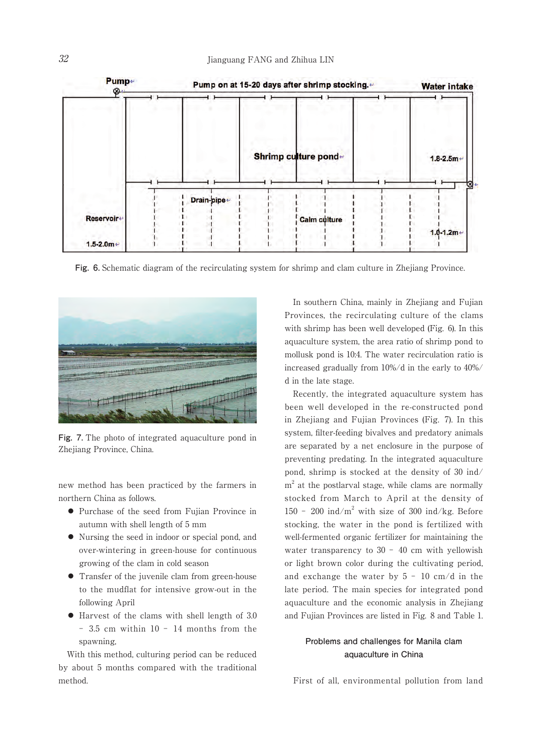Fig. 6. Schematic diagram of the recirculating system for shrimp and clam culture in Zhejiang Province.

Fig. 7. The photo of integrated aquaculture pond in Zhejiang Province, China.

new method has been practiced by the farmers in northern China as follows.

- Purchase of the seed from Fujian Province in autumn with shell length of 5 mm
- Nursing the seed in indoor or special pond, and over-wintering in green-house for continuous growing of the clam in cold season
- Transfer of the juvenile clam from green-house to the mudflat for intensive grow-out in the following April
- Harvest of the clams with shell length of 3.0 – 3.5 cm within 10 – 14 months from the spawning,

With this method, culturing period can be reduced by about 5 months compared with the traditional method.

In southern China, mainly in Zhejiang and Fujian Provinces, the recirculating culture of the clams with shrimp has been well developed (Fig. 6). In this aquaculture system, the area ratio of shrimp pond to mollusk pond is 10:4. The water recirculation ratio is increased gradually from 10%/d in the early to 40%/d in the late stage.

Recently, the integrated aquaculture system has been well developed in the re-constructed pond in Zhejiang and Fujian Provinces (Fig. 7). In this system, filter-feeding bivalves and predatory animals are separated by a net enclosure in the purpose of preventing predating. In the integrated aquaculture pond, shrimp is stocked at the density of 30 ind/$m^2$ at the postlarval stage, while clams are normally stocked from March to April at the density of 150 – 200 ind/$m^2$ with size of 300 ind/kg. Before stocking, the water in the pond is fertilized with well-fermented organic fertilizer for maintaining the water transparency to 30 – 40 cm with yellowish or light brown color during the cultivating period, and exchange the water by 5 – 10 cm/d in the late period. The main species for integrated pond aquaculture and the economic analysis in Zhejiang and Fujian Provinces are listed in Fig. 8 and Table 1.

## Problems and challenges for Manila clam aquaculture in China

First of all, environmental pollution from land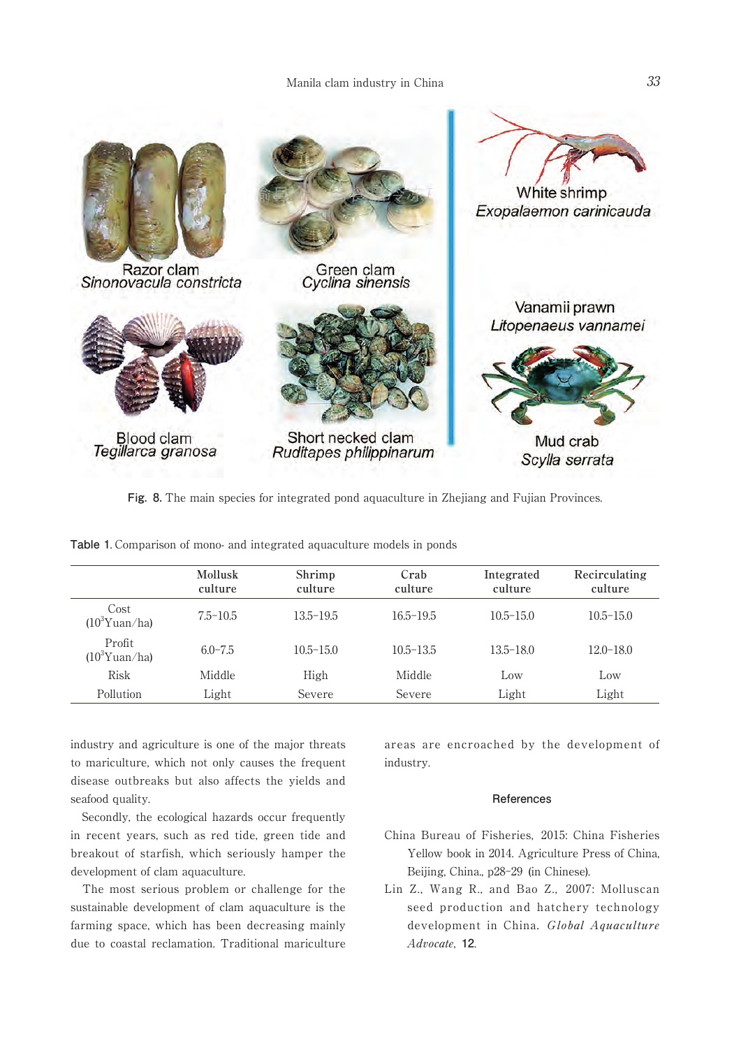Fig. 8. The main species for integrated pond aquaculture in Zhejiang and Fujian Provinces.

Table 1. Comparison of mono- and integrated aquaculture models in ponds

| | Mollusk culture | Shrimp culture | Crab culture | Integrated culture | Recirculating culture |
|---|---|---|---|---|---|
| Cost ($10^3$Yuan/ha) | 7.5–10.5 | 13.5–19.5 | 16.5–19.5 | 10.5–15.0 | 10.5–15.0 |
| Profit ($10^3$Yuan/ha) | 6.0–7.5 | 10.5–15.0 | 10.5–13.5 | 13.5–18.0 | 12.0–18.0 |
| Risk | Middle | High | Middle | Low | Low |
| Pollution | Light | Severe | Severe | Light | Light |

industry and agriculture is one of the major threats to mariculture, which not only causes the frequent disease outbreaks but also affects the yields and seafood quality.

Secondly, the ecological hazards occur frequently in recent years, such as red tide, green tide and breakout of starfish, which seriously hamper the development of clam aquaculture.

The most serious problem or challenge for the sustainable development of clam aquaculture is the farming space, which has been decreasing mainly due to coastal reclamation. Traditional mariculture areas are encroached by the development of industry.

## References

China Bureau of Fisheries, 2015: China Fisheries Yellow book in 2014. Agriculture Press of China, Beijing, China., p28–29 (in Chinese).

Lin Z., Wang R., and Bao Z., 2007: Molluscan seed production and hatchery technology development in China. *Global Aquaculture Advocate*, 12.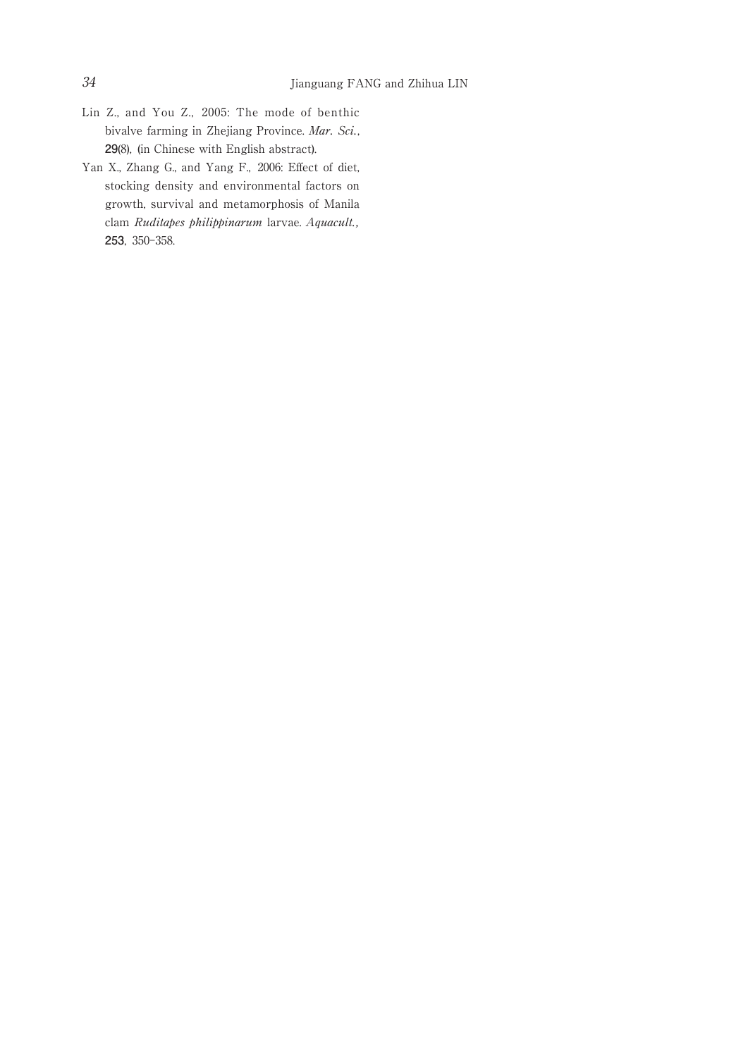Lin Z., and You Z., 2005: The mode of benthic bivalve farming in Zhejiang Province. *Mar. Sci.*, **29**(8), (in Chinese with English abstract).

Yan X., Zhang G., and Yang F., 2006: Effect of diet, stocking density and environmental factors on growth, survival and metamorphosis of Manila clam *Ruditapes philippinarum* larvae. *Aquacult.*, **253**, 350–358.